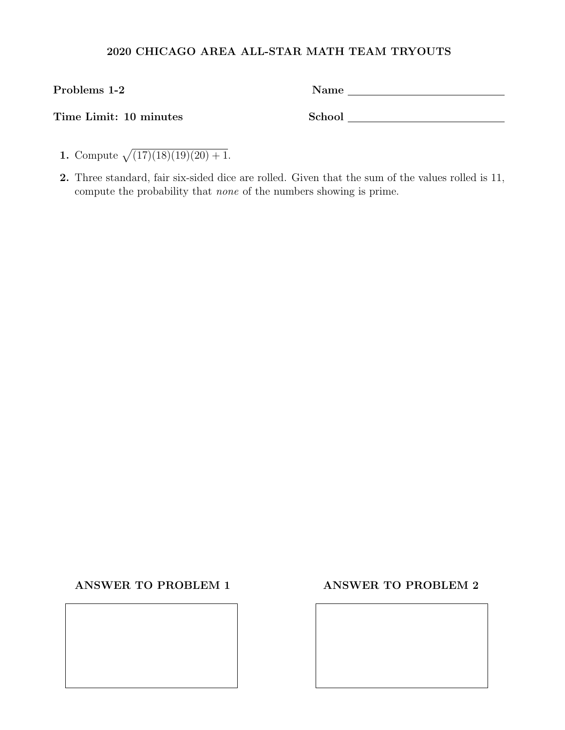# 2020 CHICAGO AREA ALL-STAR MATH TEAM TRYOUTS

**Problems 1-2** **Name** \_\_\_\_\_\_\_\_\_\_\_\_\_\_\_\_\_\_\_\_

**Time Limit: 10 minutes** **School** \_\_\_\_\_\_\_\_\_\_\_\_\_\_\_\_\_\_\_\_

**1.** Compute $\sqrt{(17)(18)(19)(20)+1}$.

**2.** Three standard, fair six-sided dice are rolled. Given that the sum of the values rolled is 11, compute the probability that *none* of the numbers showing is prime.

**ANSWER TO PROBLEM 1**

**ANSWER TO PROBLEM 2**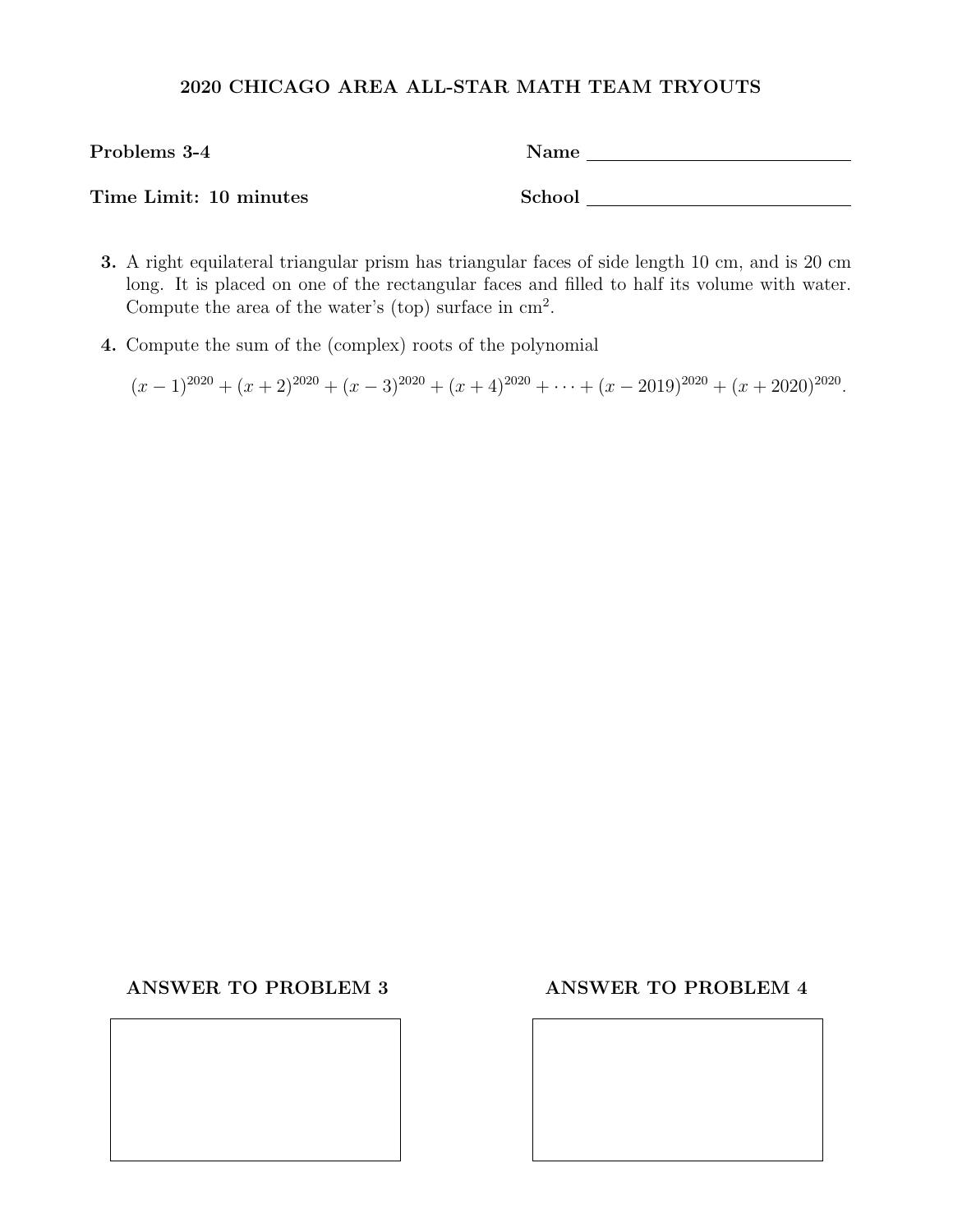# 2020 CHICAGO AREA ALL-STAR MATH TEAM TRYOUTS

**Problems 3-4** **Name** \_\_\_\_\_\_\_\_\_\_\_\_\_\_\_\_\_\_\_\_\_\_\_\_\_\_\_\_

**Time Limit: 10 minutes** **School** \_\_\_\_\_\_\_\_\_\_\_\_\_\_\_\_\_\_\_\_\_\_\_\_\_\_\_\_

**3.** A right equilateral triangular prism has triangular faces of side length 10 cm, and is 20 cm long. It is placed on one of the rectangular faces and filled to half its volume with water. Compute the area of the water's (top) surface in cm$^2$.

**4.** Compute the sum of the (complex) roots of the polynomial

$$(x-1)^{2020} + (x+2)^{2020} + (x-3)^{2020} + (x+4)^{2020} + \cdots + (x-2019)^{2020} + (x+2020)^{2020}.$$

**ANSWER TO PROBLEM 3**

**ANSWER TO PROBLEM 4**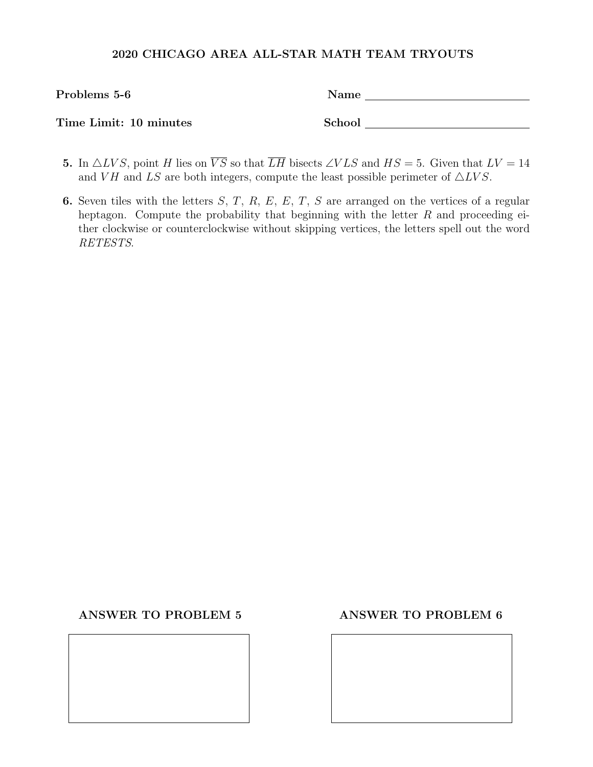**2020 CHICAGO AREA ALL-STAR MATH TEAM TRYOUTS**

**Problems 5-6** Name ______________________

**Time Limit: 10 minutes** School ______________________

**5.** In $\triangle LVS$, point $H$ lies on $\overline{VS}$ so that $\overline{LH}$ bisects $\angle VLS$ and $HS = 5$. Given that $LV = 14$ and $VH$ and $LS$ are both integers, compute the least possible perimeter of $\triangle LVS$.

**6.** Seven tiles with the letters $S$, $T$, $R$, $E$, $E$, $T$, $S$ are arranged on the vertices of a regular heptagon. Compute the probability that beginning with the letter $R$ and proceeding either clockwise or counterclockwise without skipping vertices, the letters spell out the word *RETESTS*.

**ANSWER TO PROBLEM 5**

**ANSWER TO PROBLEM 6**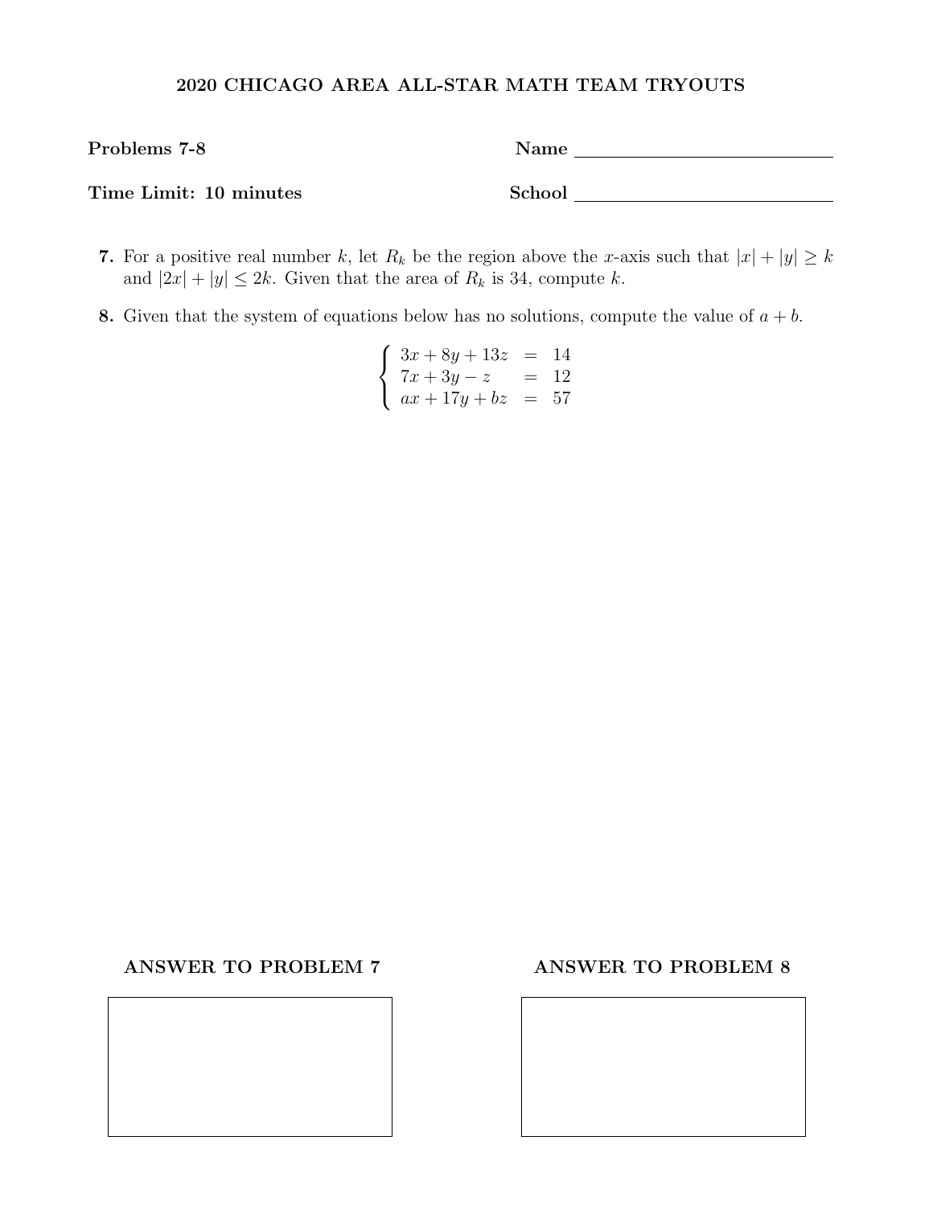# 2020 CHICAGO AREA ALL-STAR MATH TEAM TRYOUTS

**Problems 7-8** **Name** \_\_\_\_\_\_\_\_\_\_\_\_\_\_\_\_\_\_\_\_\_\_\_\_

**Time Limit: 10 minutes** **School** \_\_\_\_\_\_\_\_\_\_\_\_\_\_\_\_\_\_\_\_\_\_\_\_

**7.** For a positive real number $k$, let $R_k$ be the region above the $x$-axis such that $|x| + |y| \geq k$ and $|2x| + |y| \leq 2k$. Given that the area of $R_k$ is 34, compute $k$.

**8.** Given that the system of equations below has no solutions, compute the value of $a + b$.

$$\begin{cases} 3x + 8y + 13z &= 14 \\ 7x + 3y - z &= 12 \\ ax + 17y + bz &= 57 \end{cases}$$

**ANSWER TO PROBLEM 7**

**ANSWER TO PROBLEM 8**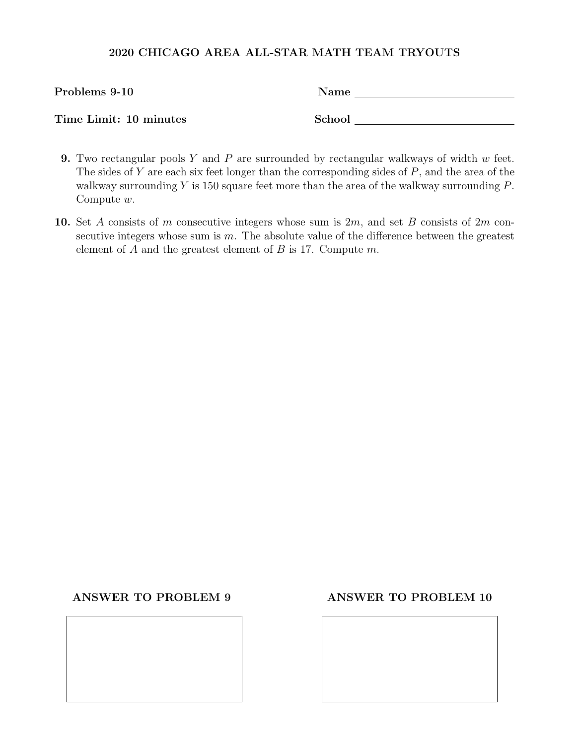**2020 CHICAGO AREA ALL-STAR MATH TEAM TRYOUTS**

**Problems 9-10** Name ____________________

**Time Limit: 10 minutes** School ____________________

**9.** Two rectangular pools $Y$ and $P$ are surrounded by rectangular walkways of width $w$ feet. The sides of $Y$ are each six feet longer than the corresponding sides of $P$, and the area of the walkway surrounding $Y$ is 150 square feet more than the area of the walkway surrounding $P$. Compute $w$.

**10.** Set $A$ consists of $m$ consecutive integers whose sum is $2m$, and set $B$ consists of $2m$ consecutive integers whose sum is $m$. The absolute value of the difference between the greatest element of $A$ and the greatest element of $B$ is 17. Compute $m$.

**ANSWER TO PROBLEM 9**

**ANSWER TO PROBLEM 10**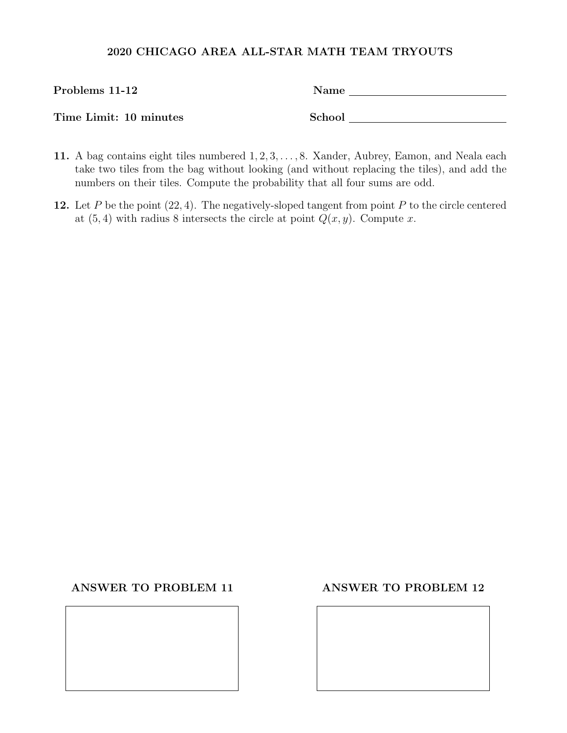# 2020 CHICAGO AREA ALL-STAR MATH TEAM TRYOUTS

**Problems 11-12** **Name** \_\_\_\_\_\_\_\_\_\_\_\_\_\_\_\_\_\_\_\_\_\_\_\_

**Time Limit: 10 minutes** **School** \_\_\_\_\_\_\_\_\_\_\_\_\_\_\_\_\_\_\_\_\_\_\_\_

**11.** A bag contains eight tiles numbered $1, 2, 3, \ldots, 8$. Xander, Aubrey, Eamon, and Neala each take two tiles from the bag without looking (and without replacing the tiles), and add the numbers on their tiles. Compute the probability that all four sums are odd.

**12.** Let $P$ be the point $(22, 4)$. The negatively-sloped tangent from point $P$ to the circle centered at $(5, 4)$ with radius 8 intersects the circle at point $Q(x, y)$. Compute $x$.

**ANSWER TO PROBLEM 11**

**ANSWER TO PROBLEM 12**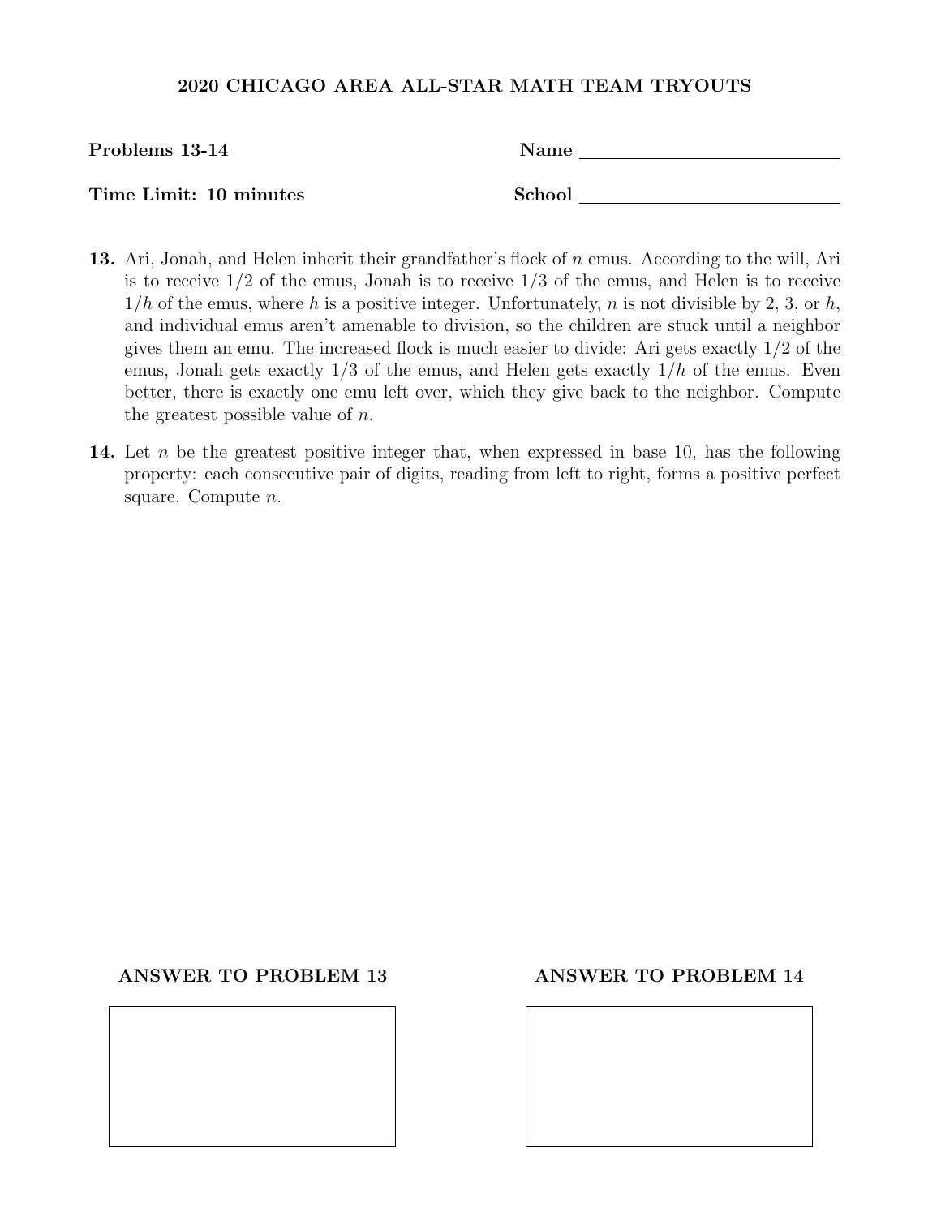## 2020 CHICAGO AREA ALL-STAR MATH TEAM TRYOUTS

**Problems 13-14** Name ____________________________

**Time Limit: 10 minutes** School ____________________________

**13.** Ari, Jonah, and Helen inherit their grandfather's flock of $n$ emus. According to the will, Ari is to receive $1/2$ of the emus, Jonah is to receive $1/3$ of the emus, and Helen is to receive $1/h$ of the emus, where $h$ is a positive integer. Unfortunately, $n$ is not divisible by 2, 3, or $h$, and individual emus aren't amenable to division, so the children are stuck until a neighbor gives them an emu. The increased flock is much easier to divide: Ari gets exactly $1/2$ of the emus, Jonah gets exactly $1/3$ of the emus, and Helen gets exactly $1/h$ of the emus. Even better, there is exactly one emu left over, which they give back to the neighbor. Compute the greatest possible value of $n$.

**14.** Let $n$ be the greatest positive integer that, when expressed in base 10, has the following property: each consecutive pair of digits, reading from left to right, forms a positive perfect square. Compute $n$.

**ANSWER TO PROBLEM 13**

**ANSWER TO PROBLEM 14**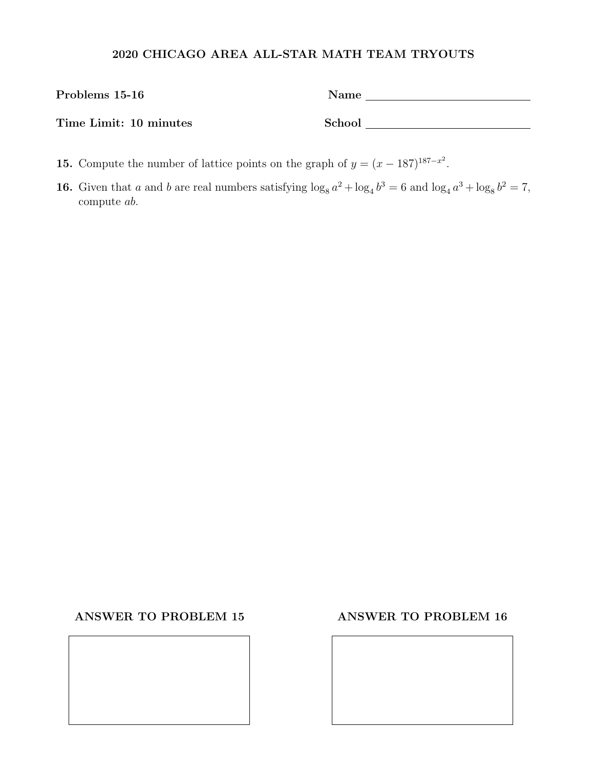# 2020 CHICAGO AREA ALL-STAR MATH TEAM TRYOUTS

**Problems 15-16** Name ______________________

**Time Limit: 10 minutes** School ______________________

**15.** Compute the number of lattice points on the graph of $y = (x - 187)^{187 - x^2}$.

**16.** Given that $a$ and $b$ are real numbers satisfying $\log_8 a^2 + \log_4 b^3 = 6$ and $\log_4 a^3 + \log_8 b^2 = 7$, compute $ab$.

**ANSWER TO PROBLEM 15**

**ANSWER TO PROBLEM 16**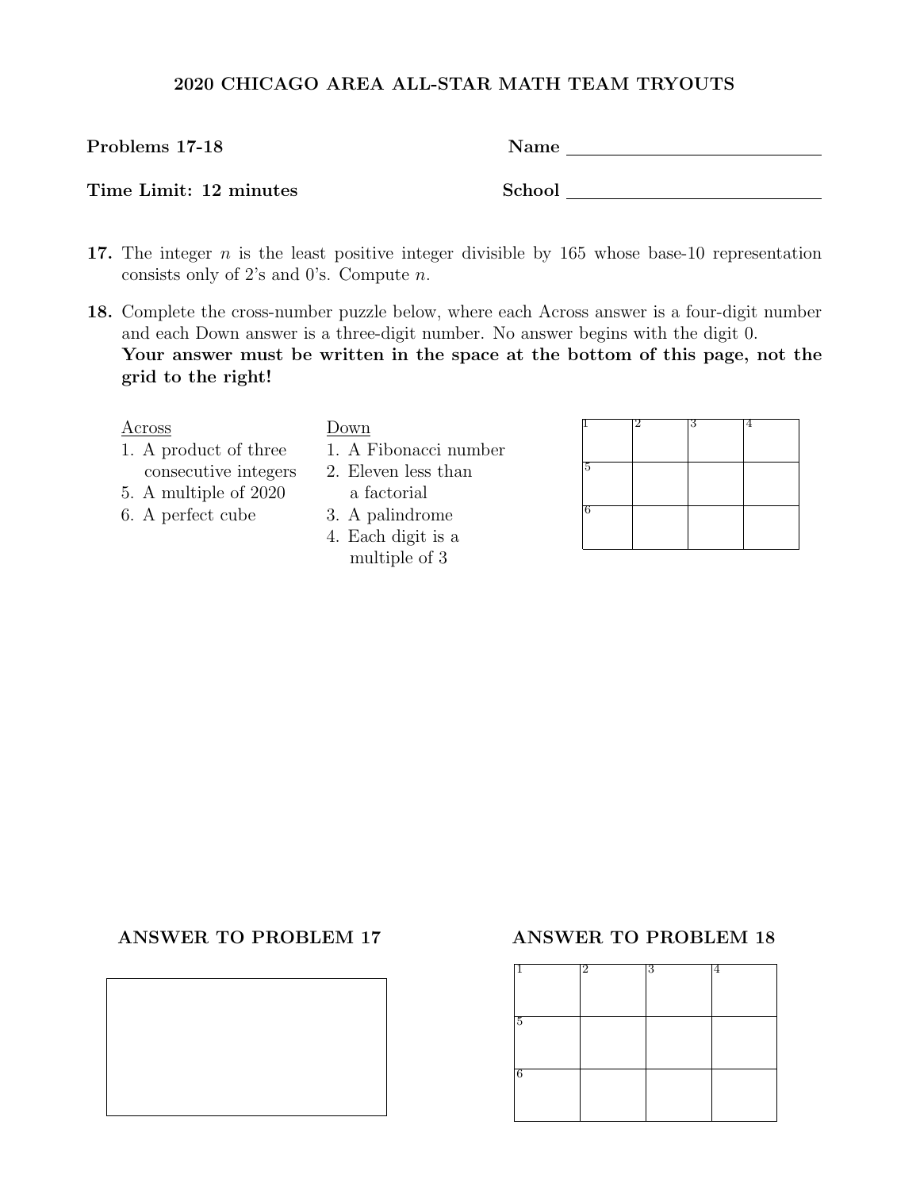**2020 CHICAGO AREA ALL-STAR MATH TEAM TRYOUTS**

**Problems 17-18** Name ______________________

**Time Limit: 12 minutes** School ______________________

**17.** The integer $n$ is the least positive integer divisible by 165 whose base-10 representation consists only of 2's and 0's. Compute $n$.

**18.** Complete the cross-number puzzle below, where each Across answer is a four-digit number and each Down answer is a three-digit number. No answer begins with the digit 0. **Your answer must be written in the space at the bottom of this page, not the grid to the right!**

Across
1. A product of three consecutive integers
5. A multiple of 2020
6. A perfect cube

Down
1. A Fibonacci number
2. Eleven less than a factorial
3. A palindrome
4. Each digit is a multiple of 3

| | | | |
|---|---|---|---|
| 1 | 2 | 3 | 4 |
| 5 | | | |
| 6 | | | |

**ANSWER TO PROBLEM 17**

**ANSWER TO PROBLEM 18**

| | | | |
|---|---|---|---|
| 1 | 2 | 3 | 4 |
| 5 | | | |
| 6 | | | |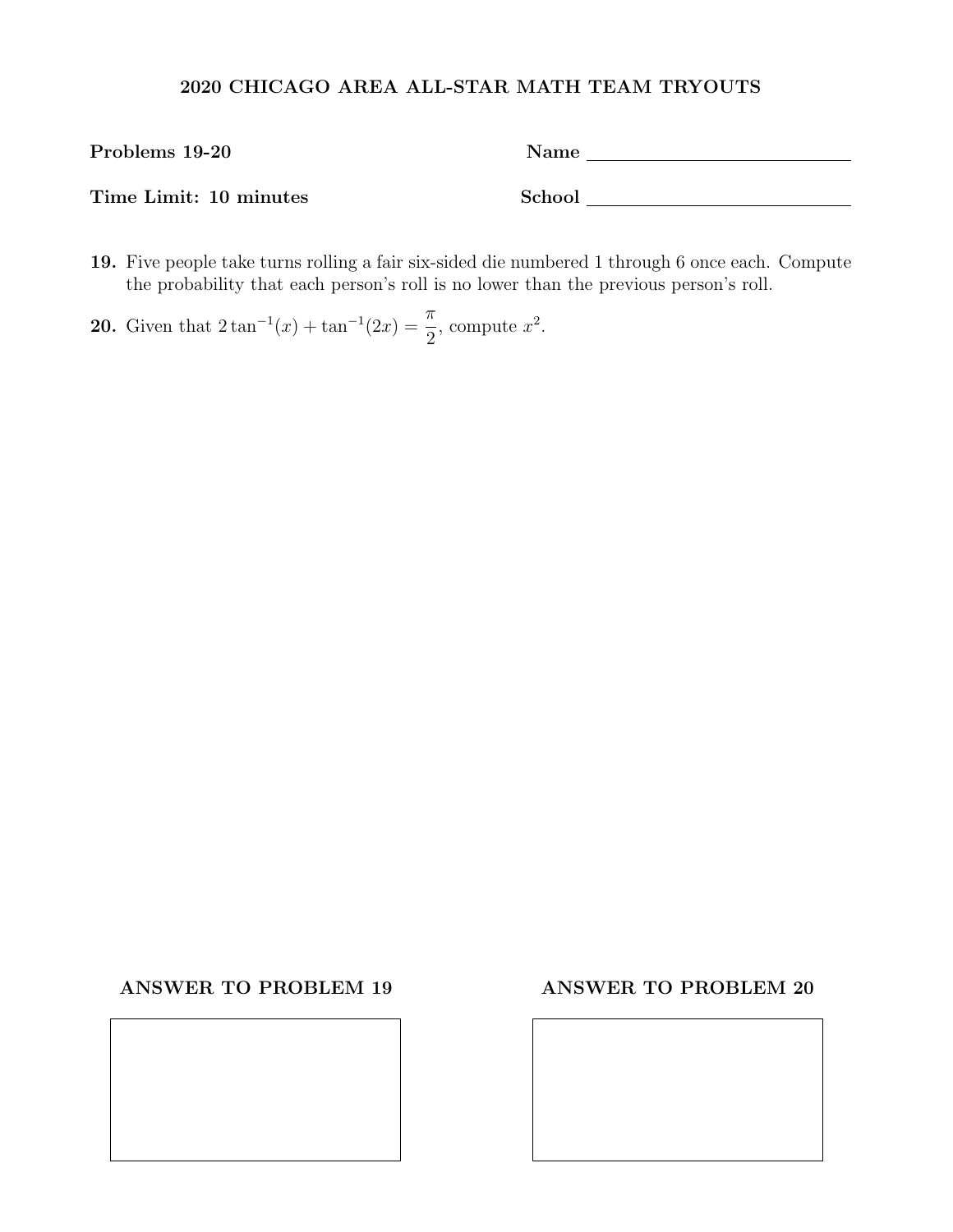# 2020 CHICAGO AREA ALL-STAR MATH TEAM TRYOUTS

**Problems 19-20** Name ______________________

**Time Limit: 10 minutes** School ______________________

**19.** Five people take turns rolling a fair six-sided die numbered 1 through 6 once each. Compute the probability that each person's roll is no lower than the previous person's roll.

**20.** Given that $2\tan^{-1}(x) + \tan^{-1}(2x) = \dfrac{\pi}{2}$, compute $x^2$.

**ANSWER TO PROBLEM 19**

**ANSWER TO PROBLEM 20**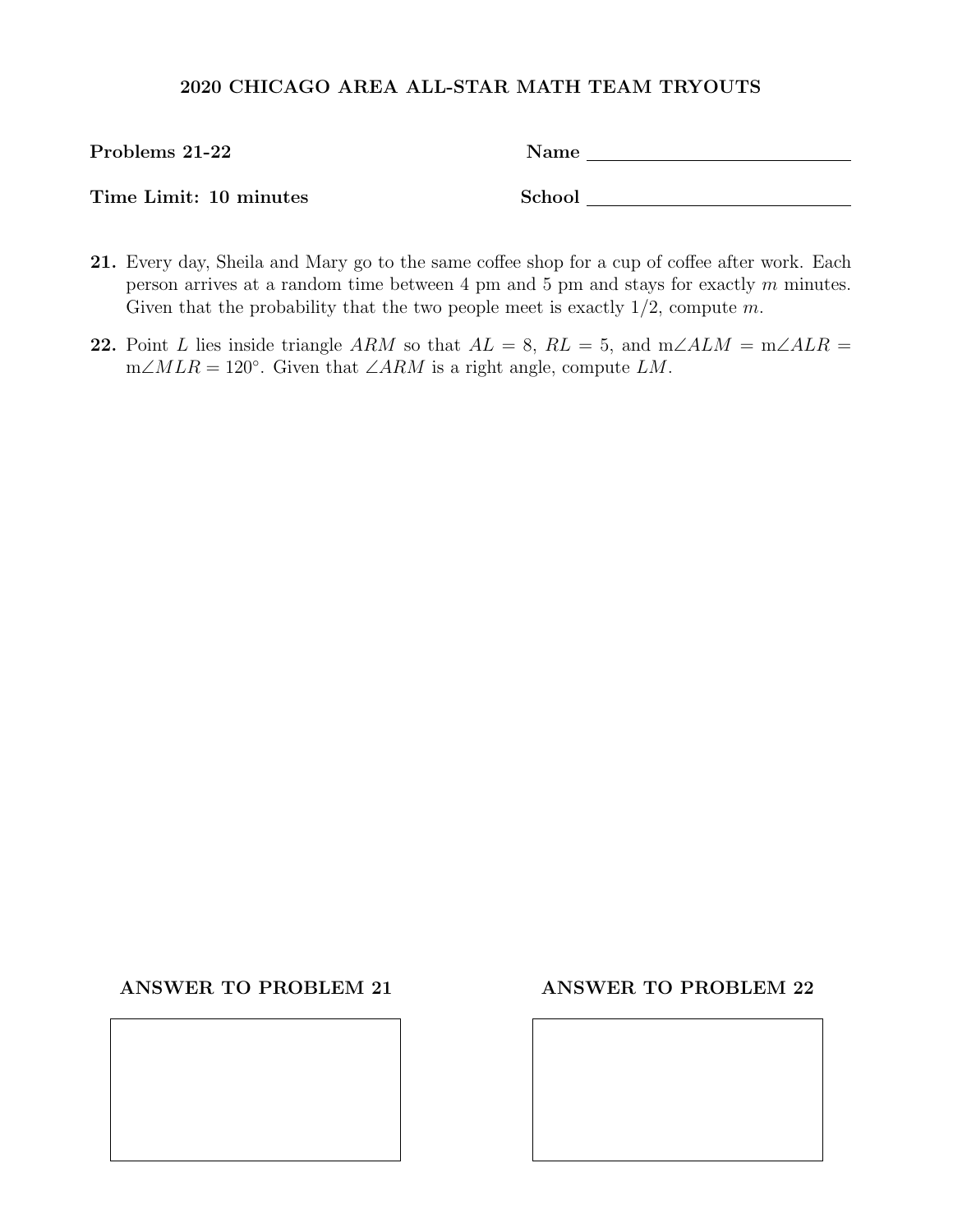**2020 CHICAGO AREA ALL-STAR MATH TEAM TRYOUTS**

**Problems 21-22** Name ______________________

**Time Limit: 10 minutes** School ______________________

**21.** Every day, Sheila and Mary go to the same coffee shop for a cup of coffee after work. Each person arrives at a random time between 4 pm and 5 pm and stays for exactly $m$ minutes. Given that the probability that the two people meet is exactly $1/2$, compute $m$.

**22.** Point $L$ lies inside triangle $ARM$ so that $AL = 8$, $RL = 5$, and $\text{m}\angle ALM = \text{m}\angle ALR = \text{m}\angle MLR = 120^\circ$. Given that $\angle ARM$ is a right angle, compute $LM$.

**ANSWER TO PROBLEM 21**

**ANSWER TO PROBLEM 22**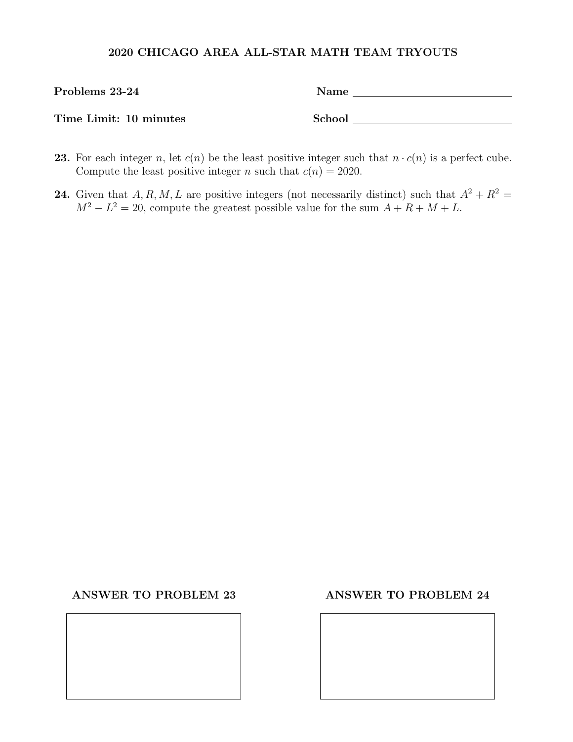**2020 CHICAGO AREA ALL-STAR MATH TEAM TRYOUTS**

**Problems 23-24** Name ____________________

**Time Limit: 10 minutes** School ____________________

**23.** For each integer $n$, let $c(n)$ be the least positive integer such that $n \cdot c(n)$ is a perfect cube. Compute the least positive integer $n$ such that $c(n) = 2020$.

**24.** Given that $A, R, M, L$ are positive integers (not necessarily distinct) such that $A^2 + R^2 = M^2 - L^2 = 20$, compute the greatest possible value for the sum $A + R + M + L$.

**ANSWER TO PROBLEM 23**

**ANSWER TO PROBLEM 24**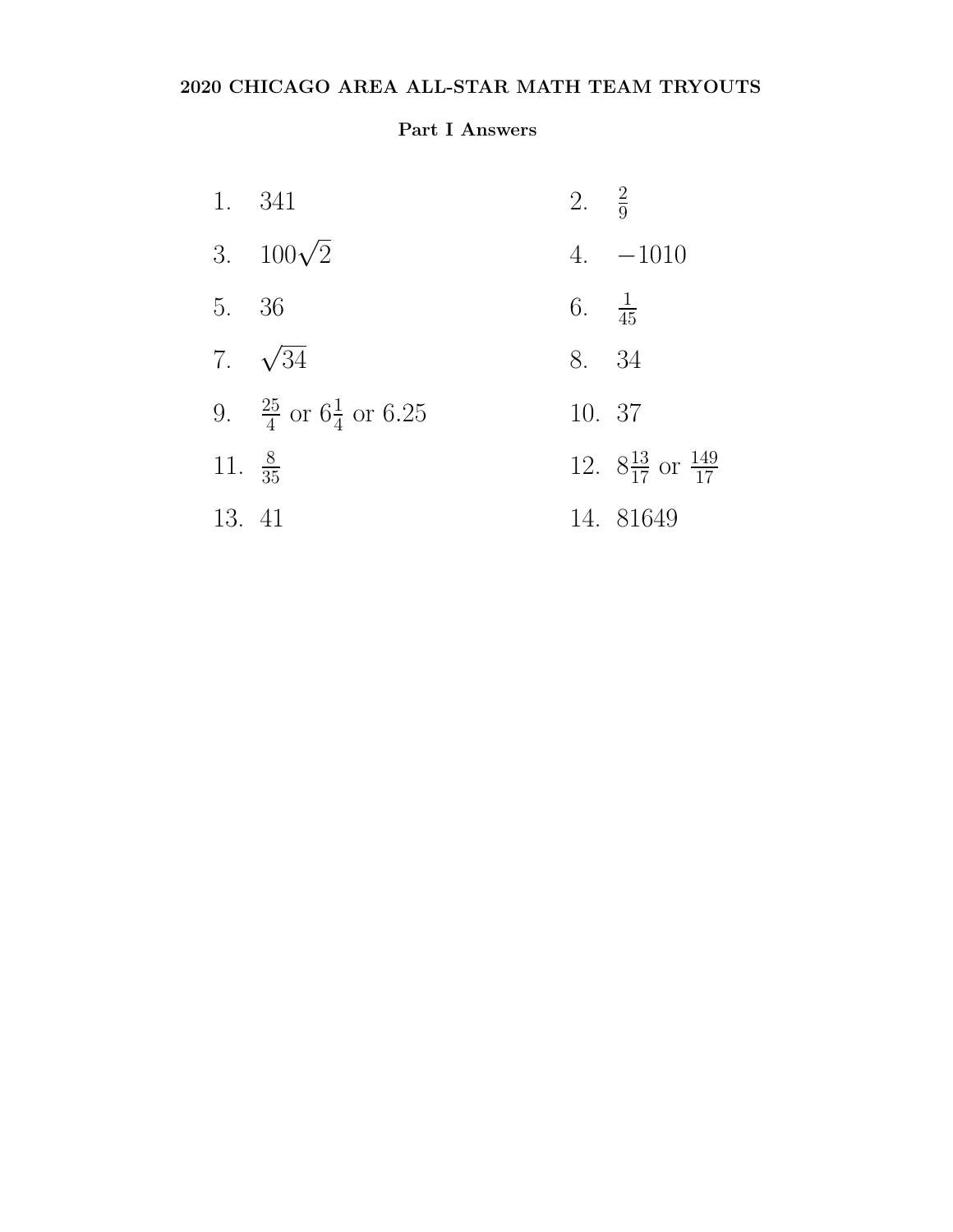**2020 CHICAGO AREA ALL-STAR MATH TEAM TRYOUTS**

**Part I Answers**

1. 341
2. $\frac{2}{9}$
3. $100\sqrt{2}$
4. $-1010$
5. 36
6. $\frac{1}{45}$
7. $\sqrt{34}$
8. 34
9. $\frac{25}{4}$ or $6\frac{1}{4}$ or 6.25
10. 37
11. $\frac{8}{35}$
12. $8\frac{13}{17}$ or $\frac{149}{17}$
13. 41
14. 81649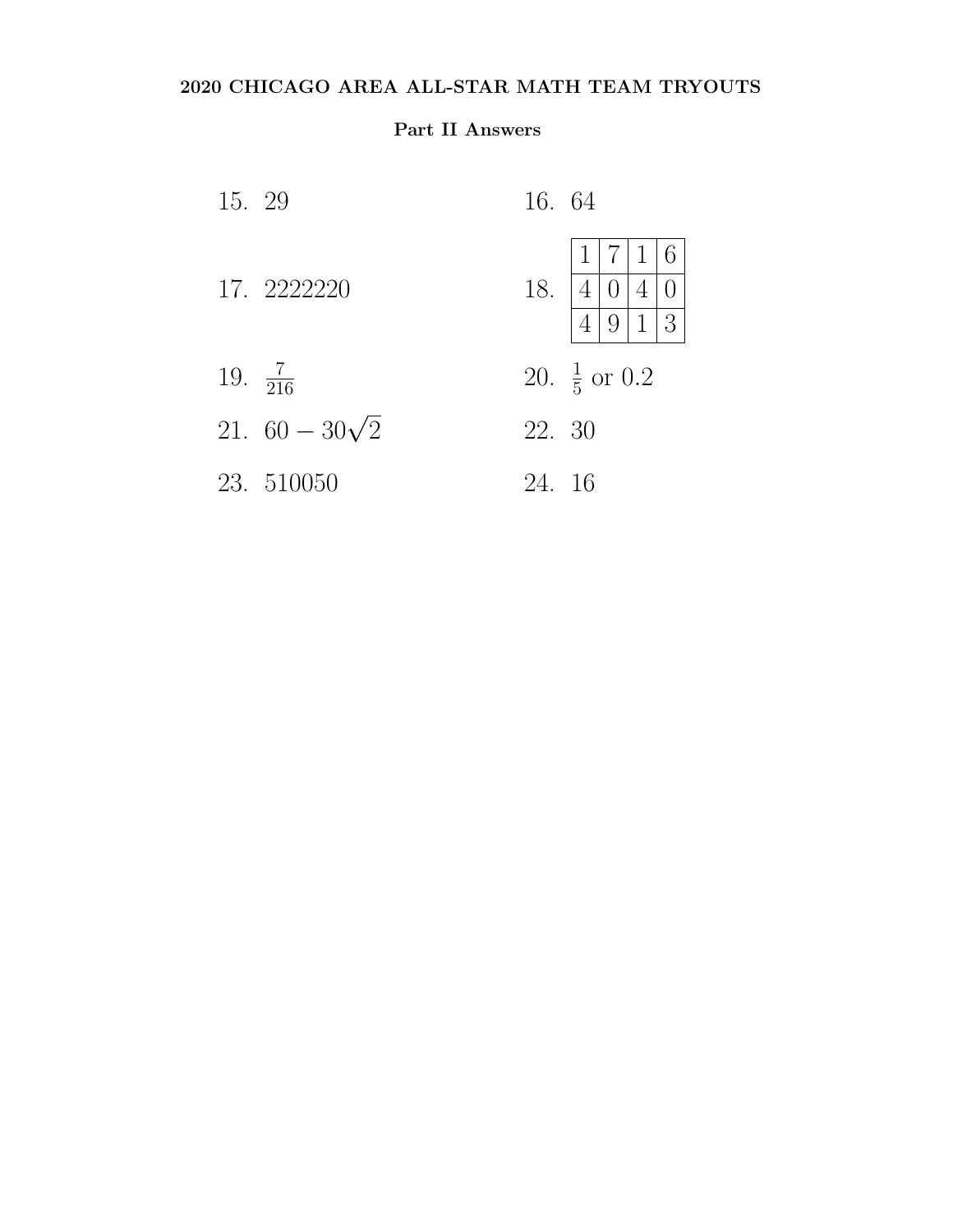**2020 CHICAGO AREA ALL-STAR MATH TEAM TRYOUTS**

**Part II Answers**

15. 29

16. 64

17. 2222220

18.

| | | | |
|---|---|---|---|
| 1 | 7 | 1 | 6 |
| 4 | 0 | 4 | 0 |
| 4 | 9 | 1 | 3 |

19. $\frac{7}{216}$

20. $\frac{1}{5}$ or 0.2

21. $60 - 30\sqrt{2}$

22. 30

23. 510050

24. 16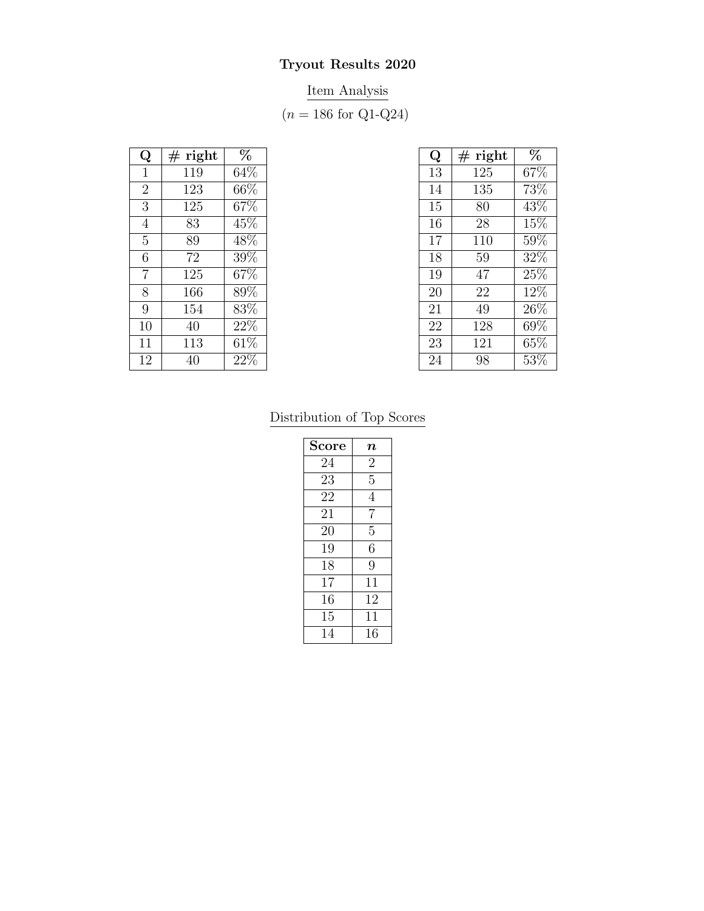# Tryout Results 2020

## Item Analysis

($n = 186$ for Q1-Q24)

| Q | # right | % |
|---|---|---|
| 1 | 119 | 64% |
| 2 | 123 | 66% |
| 3 | 125 | 67% |
| 4 | 83 | 45% |
| 5 | 89 | 48% |
| 6 | 72 | 39% |
| 7 | 125 | 67% |
| 8 | 166 | 89% |
| 9 | 154 | 83% |
| 10 | 40 | 22% |
| 11 | 113 | 61% |
| 12 | 40 | 22% |

| Q | # right | % |
|---|---|---|
| 13 | 125 | 67% |
| 14 | 135 | 73% |
| 15 | 80 | 43% |
| 16 | 28 | 15% |
| 17 | 110 | 59% |
| 18 | 59 | 32% |
| 19 | 47 | 25% |
| 20 | 22 | 12% |
| 21 | 49 | 26% |
| 22 | 128 | 69% |
| 23 | 121 | 65% |
| 24 | 98 | 53% |

## Distribution of Top Scores

| Score | $n$ |
|---|---|
| 24 | 2 |
| 23 | 5 |
| 22 | 4 |
| 21 | 7 |
| 20 | 5 |
| 19 | 6 |
| 18 | 9 |
| 17 | 11 |
| 16 | 12 |
| 15 | 11 |
| 14 | 16 |